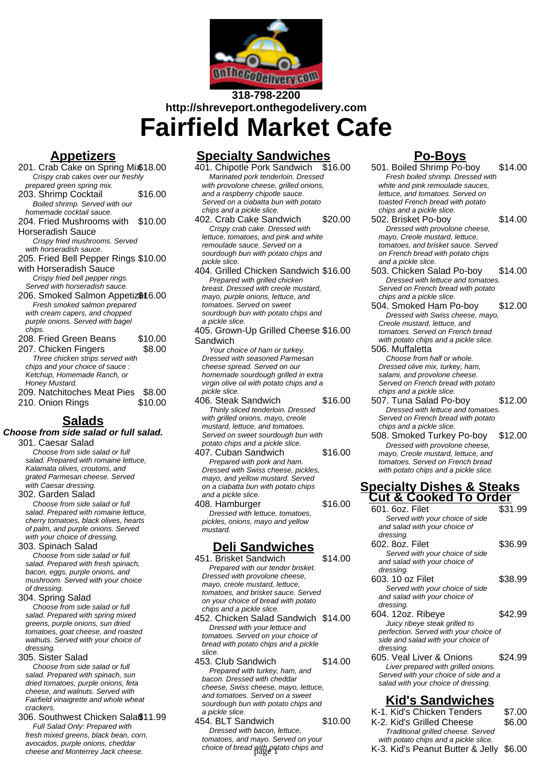318-798-2200
http://shreveport.onthegodelivery.com

# Fairfield Market Cafe

## Appetizers

201. Crab Cake on Spring Mix $18.00
*Crispy crab cakes over our freshly prepared green spring mix.*

203. Shrimp Cocktail $16.00
*Boiled shrimp. Served with our homemade cocktail sauce.*

204. Fried Mushrooms with Horseradish Sauce $10.00
*Crispy fried mushrooms. Served with horseradish sauce.*

205. Fried Bell Pepper Rings with Horseradish Sauce $10.00
*Crispy fried bell pepper rings. Served with horseradish sauce.*

206. Smoked Salmon Appetizer $16.00
*Fresh smoked salmon prepared with cream capers, and chopped purple onions. Served with bagel chips.*

208. Fried Green Beans $10.00

207. Chicken Fingers $8.00
*Three chicken strips served with chips and your choice of sauce : Ketchup, Homemade Ranch, or Honey Mustard.*

209. Natchitoches Meat Pies $8.00

210. Onion Rings $10.00

## Salads

**Choose from side salad or full salad.**

301. Caesar Salad
*Choose from side salad or full salad. Prepared with romaine lettuce, Kalamata olives, croutons, and grated Parmesan cheese. Served with Caesar dressing.*

302. Garden Salad
*Choose from side salad or full salad. Prepared with romaine lettuce, cherry tomatoes, black olives, hearts of palm, and purple onions. Served with your choice of dressing.*

303. Spinach Salad
*Choose from side salad or full salad. Prepared with fresh spinach, bacon, eggs, purple onions, and mushroom. Served with your choice of dressing.*

304. Spring Salad
*Choose from side salad or full salad. Prepared with spring mixed greens, purple onions, sun dried tomatoes, goat cheese, and roasted walnuts. Served with your choice of dressing.*

305. Sister Salad
*Choose from side salad or full salad. Prepared with spinach, sun dried tomatoes, purple onions, feta cheese, and walnuts. Served with Fairfield vinaigrette and whole wheat crackers.*

306. Southwest Chicken Salad $11.99
*Full Salad Only: Prepared with fresh mixed greens, black bean, corn, avocados, purple onions, cheddar cheese and Monterrey Jack cheese.*

## Specialty Sandwiches

401. Chipotle Pork Sandwich $16.00
*Marinated pork tenderloin. Dressed with provolone cheese, grilled onions, and a raspberry chipotle sauce. Served on a ciabatta bun with potato chips and a pickle slice.*

402. Crab Cake Sandwich $20.00
*Crispy crab cake. Dressed with lettuce, tomatoes, and pink and white remoulade sauce. Served on a sourdough bun with potato chips and pickle slice.*

404. Grilled Chicken Sandwich $16.00
*Prepared with grilled chicken breast. Dressed with creole mustard, mayo, purple onions, lettuce, and tomatoes. Served on sweet sourdough bun with potato chips and a pickle slice.*

405. Grown-Up Grilled Cheese Sandwich $16.00
*Your choice of ham or turkey. Dressed with seasoned Parmesan cheese spread. Served on our homemade sourdough grilled in extra virgin olive oil with potato chips and a pickle slice.*

406. Steak Sandwich $16.00
*Thinly sliced tenderloin. Dressed with grilled onions, mayo, creole mustard, lettuce, and tomatoes. Served on sweet sourdough bun with potato chips and a pickle slice.*

407. Cuban Sandwich $16.00
*Prepared with pork and ham. Dressed with Swiss cheese, pickles, mayo, and yellow mustard. Served on a ciabatta bun with potato chips and a pickle slice.*

408. Hamburger $16.00
*Dressed with lettuce, tomatoes, pickles, onions, mayo and yellow mustard.*

## Deli Sandwiches

451. Brisket Sandwich $14.00
*Prepared with our tender brisket. Dressed with provolone cheese, mayo, creole mustard, lettuce, tomatoes, and brisket sauce. Served on your choice of bread with potato chips and a pickle slice.*

452. Chicken Salad Sandwich $14.00
*Dressed with your lettuce and tomatoes. Served on your choice of bread with potato chips and a pickle slice.*

453. Club Sandwich $14.00
*Prepared with turkey, ham, and bacon. Dressed with cheddar cheese, Swiss cheese, mayo, lettuce, and tomatoes. Served on a sweet sourdough bun with potato chips and a pickle slice.*

454. BLT Sandwich $10.00
*Dressed with bacon, lettuce, tomatoes, and mayo. Served on your choice of bread with potato chips and*

## Po-Boys

501. Boiled Shrimp Po-boy $14.00
*Fresh boiled shrimp. Dressed with white and pink remoulade sauces, lettuce, and tomatoes. Served on toasted French bread with potato chips and a pickle slice.*

502. Brisket Po-boy $14.00
*Dressed with provolone cheese, mayo, Creole mustard, lettuce, tomatoes, and brisket sauce. Served on French bread with potato chips and a pickle slice.*

503. Chicken Salad Po-boy $14.00
*Dressed with lettuce and tomatoes. Served on French bread with potato chips and a pickle slice.*

504. Smoked Ham Po-boy $12.00
*Dressed with Swiss cheese, mayo, Creole mustard, lettuce, and tomatoes. Served on French bread with potato chips and a pickle slice.*

506. Muffaletta
*Choose from half or whole. Dressed olive mix, turkey, ham, salami, and provolone cheese. Served on French bread with potato chips and a pickle slice.*

507. Tuna Salad Po-boy $12.00
*Dressed with lettuce and tomatoes. Served on French bread with potato chips and a pickle slice.*

508. Smoked Turkey Po-boy $12.00
*Dressed with provolone cheese, mayo, Creole mustard, lettuce, and tomatoes. Served on French bread with potato chips and a pickle slice.*

## Specialty Dishes & Steaks Cut & Cooked To Order

601. 6oz. Filet $31.99
*Served with your choice of side and salad with your choice of dressing.*

602. 8oz. Filet $36.99
*Served with your choice of side and salad with your choice of dressing.*

603. 10 oz Filet $38.99
*Served with your choice of side and salad with your choice of dressing.*

604. 12oz. Ribeye $42.99
*Juicy ribeye steak grilled to perfection. Served with your choice of side and salad with your choice of dressing.*

605. Veal Liver & Onions $24.99
*Liver prepared with grilled onions. Served with your choice of side and a salad with your choice of dressing.*

## Kid's Sandwiches

K-1. Kid's Chicken Tenders $7.00

K-2. Kid's Grilled Cheese $6.00
*Traditional grilled cheese. Served with potato chips and a pickle slice.*

K-3. Kid's Peanut Butter & Jelly $6.00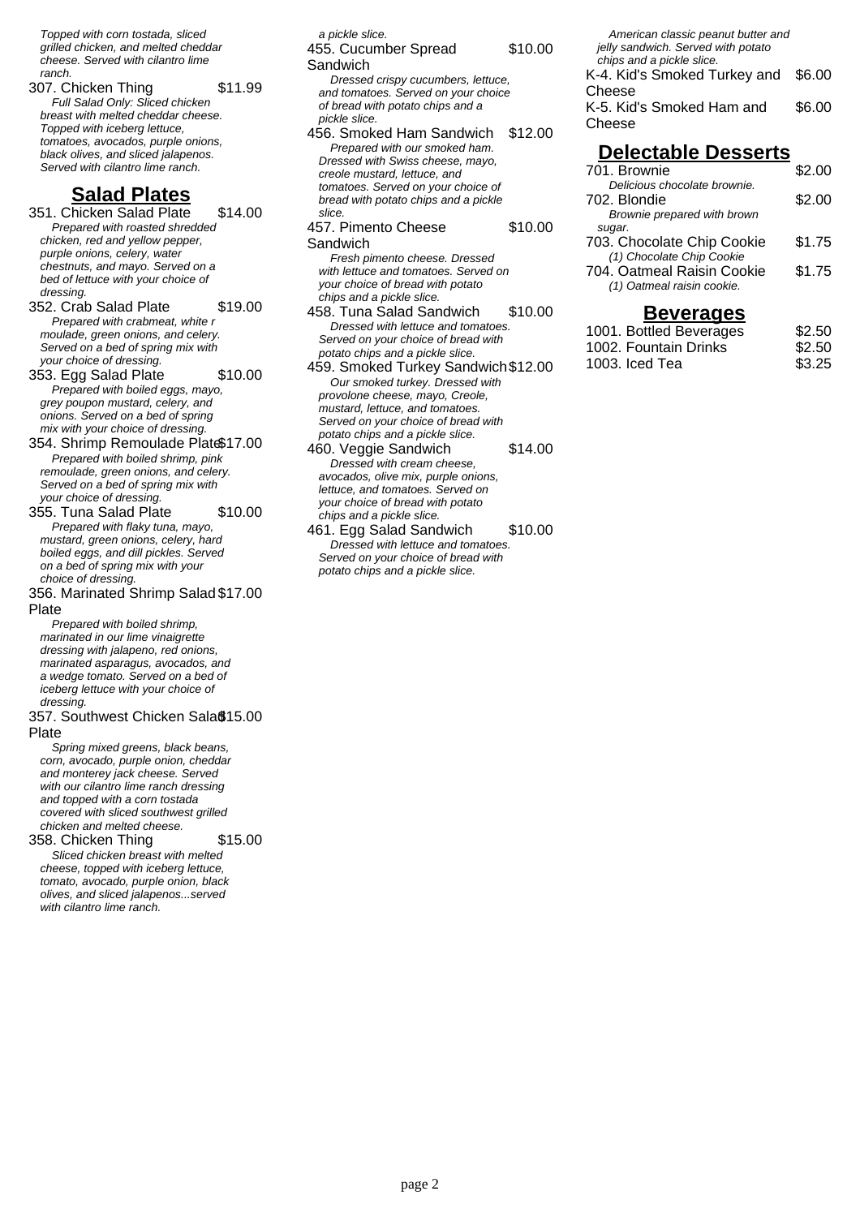*Topped with corn tostada, sliced grilled chicken, and melted cheddar cheese. Served with cilantro lime ranch.*

307. Chicken Thing $11.99

*Full Salad Only: Sliced chicken breast with melted cheddar cheese. Topped with iceberg lettuce, tomatoes, avocados, purple onions, black olives, and sliced jalapenos. Served with cilantro lime ranch.*

## Salad Plates

351. Chicken Salad Plate $14.00

*Prepared with roasted shredded chicken, red and yellow pepper, purple onions, celery, water chestnuts, and mayo. Served on a bed of lettuce with your choice of dressing.*

352. Crab Salad Plate $19.00

*Prepared with crabmeat, white r moulade, green onions, and celery. Served on a bed of spring mix with your choice of dressing.*

353. Egg Salad Plate $10.00

*Prepared with boiled eggs, mayo, grey poupon mustard, celery, and onions. Served on a bed of spring mix with your choice of dressing.*

354. Shrimp Remoulade Plate $17.00

*Prepared with boiled shrimp, pink remoulade, green onions, and celery. Served on a bed of spring mix with your choice of dressing.*

355. Tuna Salad Plate $10.00

*Prepared with flaky tuna, mayo, mustard, green onions, celery, hard boiled eggs, and dill pickles. Served on a bed of spring mix with your choice of dressing.*

356. Marinated Shrimp Salad Plate $17.00

*Prepared with boiled shrimp, marinated in our lime vinaigrette dressing with jalapeno, red onions, marinated asparagus, avocados, and a wedge tomato. Served on a bed of iceberg lettuce with your choice of dressing.*

357. Southwest Chicken Salad Plate $15.00

*Spring mixed greens, black beans, corn, avocado, purple onion, cheddar and monterey jack cheese. Served with our cilantro lime ranch dressing and topped with a corn tostada covered with sliced southwest grilled chicken and melted cheese.*

358. Chicken Thing $15.00

*Sliced chicken breast with melted cheese, topped with iceberg lettuce, tomato, avocado, purple onion, black olives, and sliced jalapenos...served with cilantro lime ranch.*

*a pickle slice.*

455. Cucumber Spread Sandwich $10.00

*Dressed crispy cucumbers, lettuce, and tomatoes. Served on your choice of bread with potato chips and a pickle slice.*

456. Smoked Ham Sandwich $12.00

*Prepared with our smoked ham. Dressed with Swiss cheese, mayo, creole mustard, lettuce, and tomatoes. Served on your choice of bread with potato chips and a pickle slice.*

457. Pimento Cheese Sandwich $10.00

*Fresh pimento cheese. Dressed with lettuce and tomatoes. Served on your choice of bread with potato chips and a pickle slice.*

458. Tuna Salad Sandwich $10.00

*Dressed with lettuce and tomatoes. Served on your choice of bread with potato chips and a pickle slice.*

459. Smoked Turkey Sandwich $12.00

*Our smoked turkey. Dressed with provolone cheese, mayo, Creole, mustard, lettuce, and tomatoes. Served on your choice of bread with potato chips and a pickle slice.*

460. Veggie Sandwich $14.00

*Dressed with cream cheese, avocados, olive mix, purple onions, lettuce, and tomatoes. Served on your choice of bread with potato chips and a pickle slice.*

461. Egg Salad Sandwich $10.00

*Dressed with lettuce and tomatoes. Served on your choice of bread with potato chips and a pickle slice.*

*American classic peanut butter and jelly sandwich. Served with potato chips and a pickle slice.*

K-4. Kid's Smoked Turkey and Cheese $6.00

K-5. Kid's Smoked Ham and Cheese $6.00

## Delectable Desserts

701. Brownie $2.00

*Delicious chocolate brownie.*

702. Blondie $2.00

*Brownie prepared with brown sugar.*

703. Chocolate Chip Cookie $1.75

*(1) Chocolate Chip Cookie*

704. Oatmeal Raisin Cookie $1.75

*(1) Oatmeal raisin cookie.*

## Beverages

1001. Bottled Beverages $2.50

1002. Fountain Drinks $2.50

1003. Iced Tea $3.25